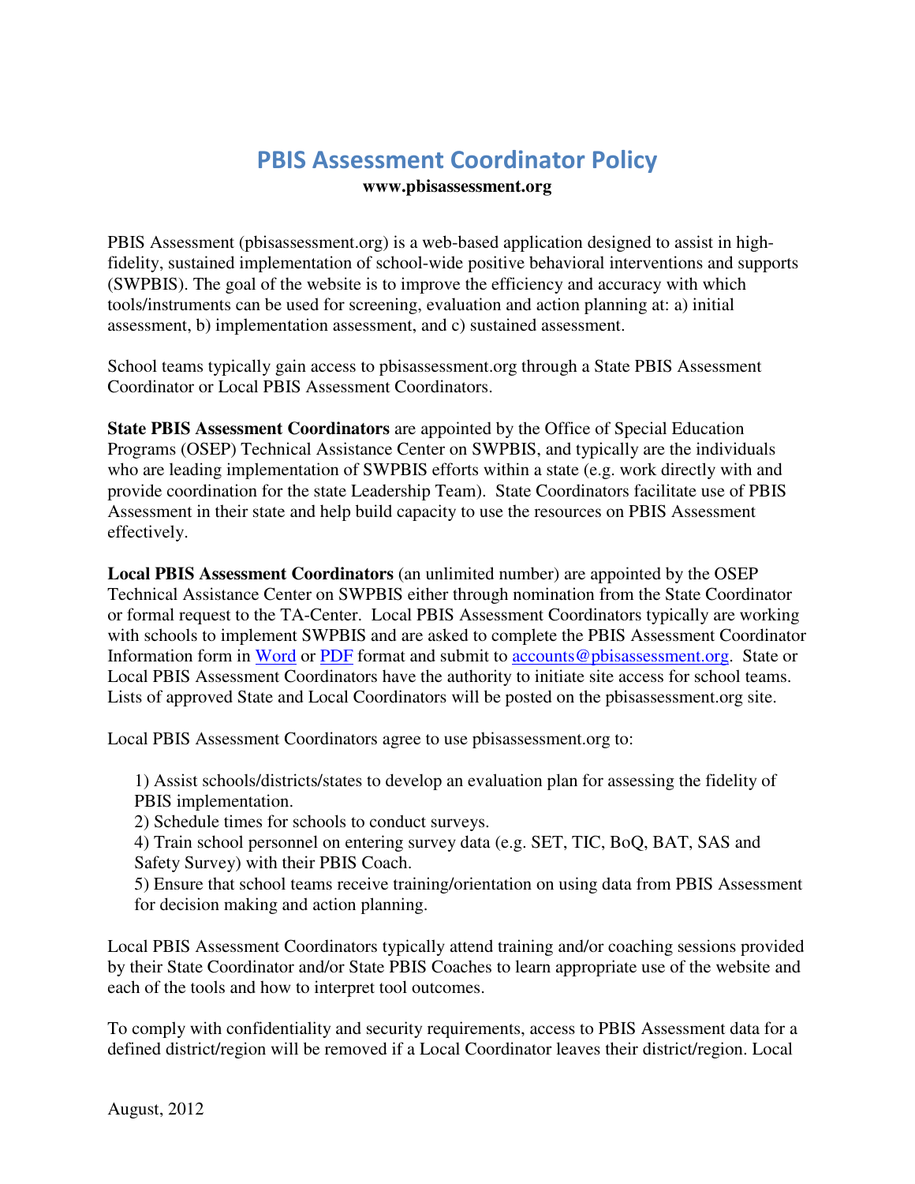# PBIS Assessment Coordinator Policy

**www.pbisassessment.org**

PBIS Assessment (pbisassessment.org) is a web-based application designed to assist in high-fidelity, sustained implementation of school-wide positive behavioral interventions and supports (SWPBIS). The goal of the website is to improve the efficiency and accuracy with which tools/instruments can be used for screening, evaluation and action planning at: a) initial assessment, b) implementation assessment, and c) sustained assessment.

School teams typically gain access to pbisassessment.org through a State PBIS Assessment Coordinator or Local PBIS Assessment Coordinators.

**State PBIS Assessment Coordinators** are appointed by the Office of Special Education Programs (OSEP) Technical Assistance Center on SWPBIS, and typically are the individuals who are leading implementation of SWPBIS efforts within a state (e.g. work directly with and provide coordination for the state Leadership Team). State Coordinators facilitate use of PBIS Assessment in their state and help build capacity to use the resources on PBIS Assessment effectively.

**Local PBIS Assessment Coordinators** (an unlimited number) are appointed by the OSEP Technical Assistance Center on SWPBIS either through nomination from the State Coordinator or formal request to the TA-Center. Local PBIS Assessment Coordinators typically are working with schools to implement SWPBIS and are asked to complete the PBIS Assessment Coordinator Information form in Word or PDF format and submit to accounts@pbisassessment.org. State or Local PBIS Assessment Coordinators have the authority to initiate site access for school teams. Lists of approved State and Local Coordinators will be posted on the pbisassessment.org site.

Local PBIS Assessment Coordinators agree to use pbisassessment.org to:

1) Assist schools/districts/states to develop an evaluation plan for assessing the fidelity of PBIS implementation.
2) Schedule times for schools to conduct surveys.
4) Train school personnel on entering survey data (e.g. SET, TIC, BoQ, BAT, SAS and Safety Survey) with their PBIS Coach.
5) Ensure that school teams receive training/orientation on using data from PBIS Assessment for decision making and action planning.

Local PBIS Assessment Coordinators typically attend training and/or coaching sessions provided by their State Coordinator and/or State PBIS Coaches to learn appropriate use of the website and each of the tools and how to interpret tool outcomes.

To comply with confidentiality and security requirements, access to PBIS Assessment data for a defined district/region will be removed if a Local Coordinator leaves their district/region. Local

August, 2012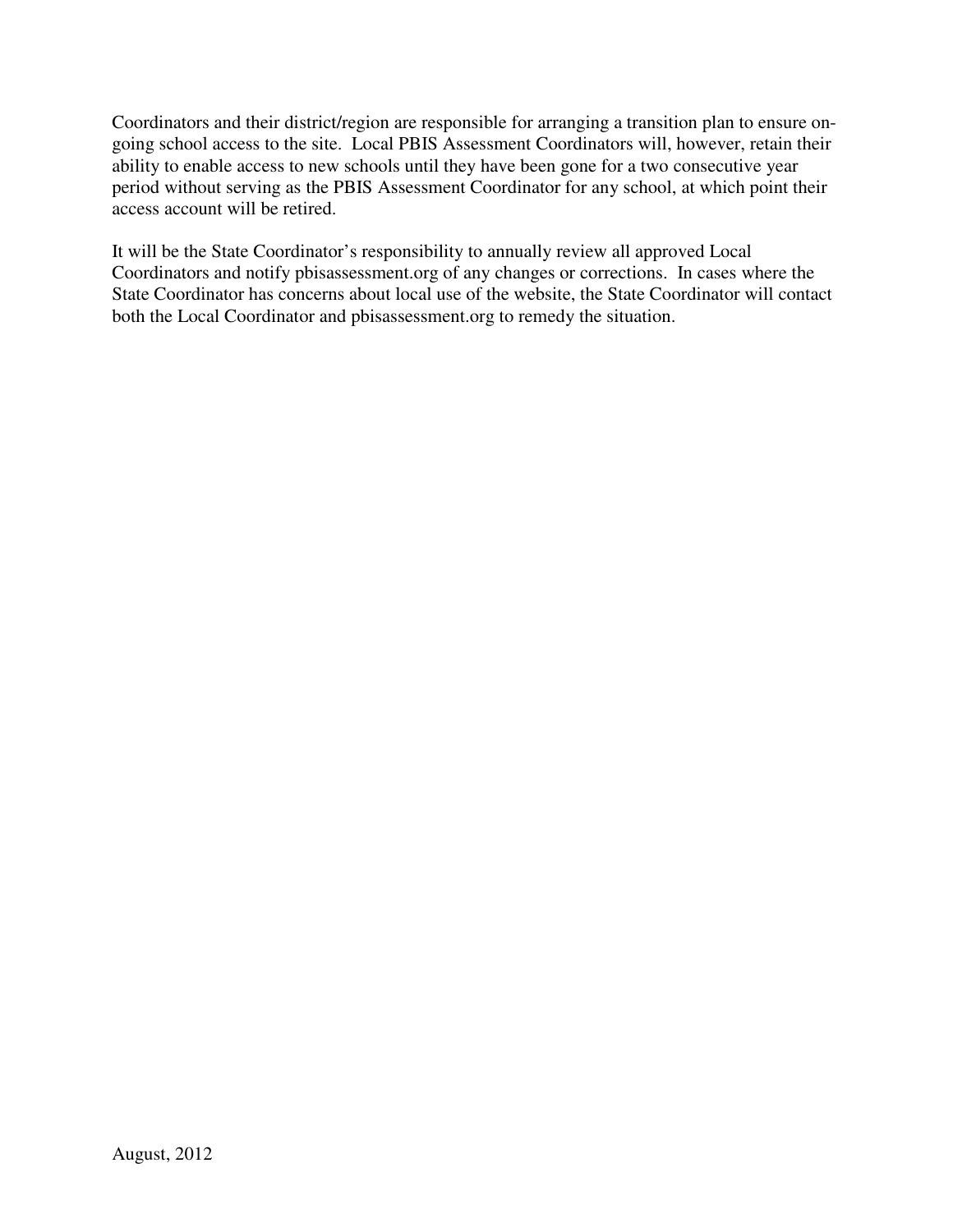Coordinators and their district/region are responsible for arranging a transition plan to ensure on-going school access to the site. Local PBIS Assessment Coordinators will, however, retain their ability to enable access to new schools until they have been gone for a two consecutive year period without serving as the PBIS Assessment Coordinator for any school, at which point their access account will be retired.

It will be the State Coordinator's responsibility to annually review all approved Local Coordinators and notify pbisassessment.org of any changes or corrections. In cases where the State Coordinator has concerns about local use of the website, the State Coordinator will contact both the Local Coordinator and pbisassessment.org to remedy the situation.

August, 2012